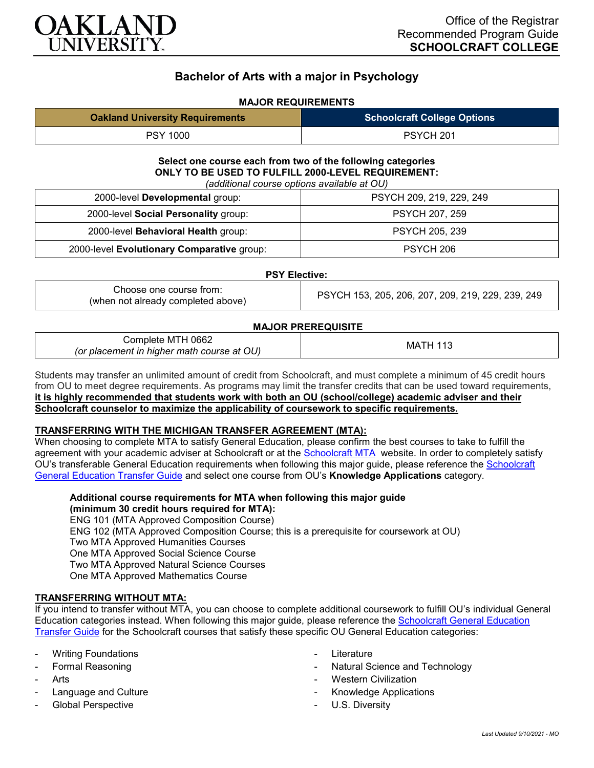OAKLAND UNIVERSITY

Office of the Registrar
Recommended Program Guide
**SCHOOLCRAFT COLLEGE**

# Bachelor of Arts with a major in Psychology

**MAJOR REQUIREMENTS**

| Oakland University Requirements | Schoolcraft College Options |
|---|---|
| PSY 1000 | PSYCH 201 |

**Select one course each from two of the following categories**
**ONLY TO BE USED TO FULFILL 2000-LEVEL REQUIREMENT:**
*(additional course options available at OU)*

| | |
|---|---|
| 2000-level **Developmental** group: | PSYCH 209, 219, 229, 249 |
| 2000-level **Social Personality** group: | PSYCH 207, 259 |
| 2000-level **Behavioral Health** group: | PSYCH 205, 239 |
| 2000-level **Evolutionary Comparative** group: | PSYCH 206 |

**PSY Elective:**

| | |
|---|---|
| Choose one course from: (when not already completed above) | PSYCH 153, 205, 206, 207, 209, 219, 229, 239, 249 |

**MAJOR PREREQUISITE**

| | |
|---|---|
| Complete MTH 0662 *(or placement in higher math course at OU)* | MATH 113 |

Students may transfer an unlimited amount of credit from Schoolcraft, and must complete a minimum of 45 credit hours from OU to meet degree requirements. As programs may limit the transfer credits that can be used toward requirements, **it is highly recommended that students work with both an OU (school/college) academic adviser and their Schoolcraft counselor to maximize the applicability of coursework to specific requirements.**

**TRANSFERRING WITH THE MICHIGAN TRANSFER AGREEMENT (MTA):**

When choosing to complete MTA to satisfy General Education, please confirm the best courses to take to fulfill the agreement with your academic adviser at Schoolcraft or at the Schoolcraft MTA website. In order to completely satisfy OU's transferable General Education requirements when following this major guide, please reference the Schoolcraft General Education Transfer Guide and select one course from OU's **Knowledge Applications** category.

**Additional course requirements for MTA when following this major guide (minimum 30 credit hours required for MTA):**

ENG 101 (MTA Approved Composition Course)
ENG 102 (MTA Approved Composition Course; this is a prerequisite for coursework at OU)
Two MTA Approved Humanities Courses
One MTA Approved Social Science Course
Two MTA Approved Natural Science Courses
One MTA Approved Mathematics Course

**TRANSFERRING WITHOUT MTA:**

If you intend to transfer without MTA, you can choose to complete additional coursework to fulfill OU's individual General Education categories instead. When following this major guide, please reference the Schoolcraft General Education Transfer Guide for the Schoolcraft courses that satisfy these specific OU General Education categories:

- Writing Foundations
- Formal Reasoning
- Arts
- Language and Culture
- Global Perspective
- Literature
- Natural Science and Technology
- Western Civilization
- Knowledge Applications
- U.S. Diversity

*Last Updated 9/10/2021 - MO*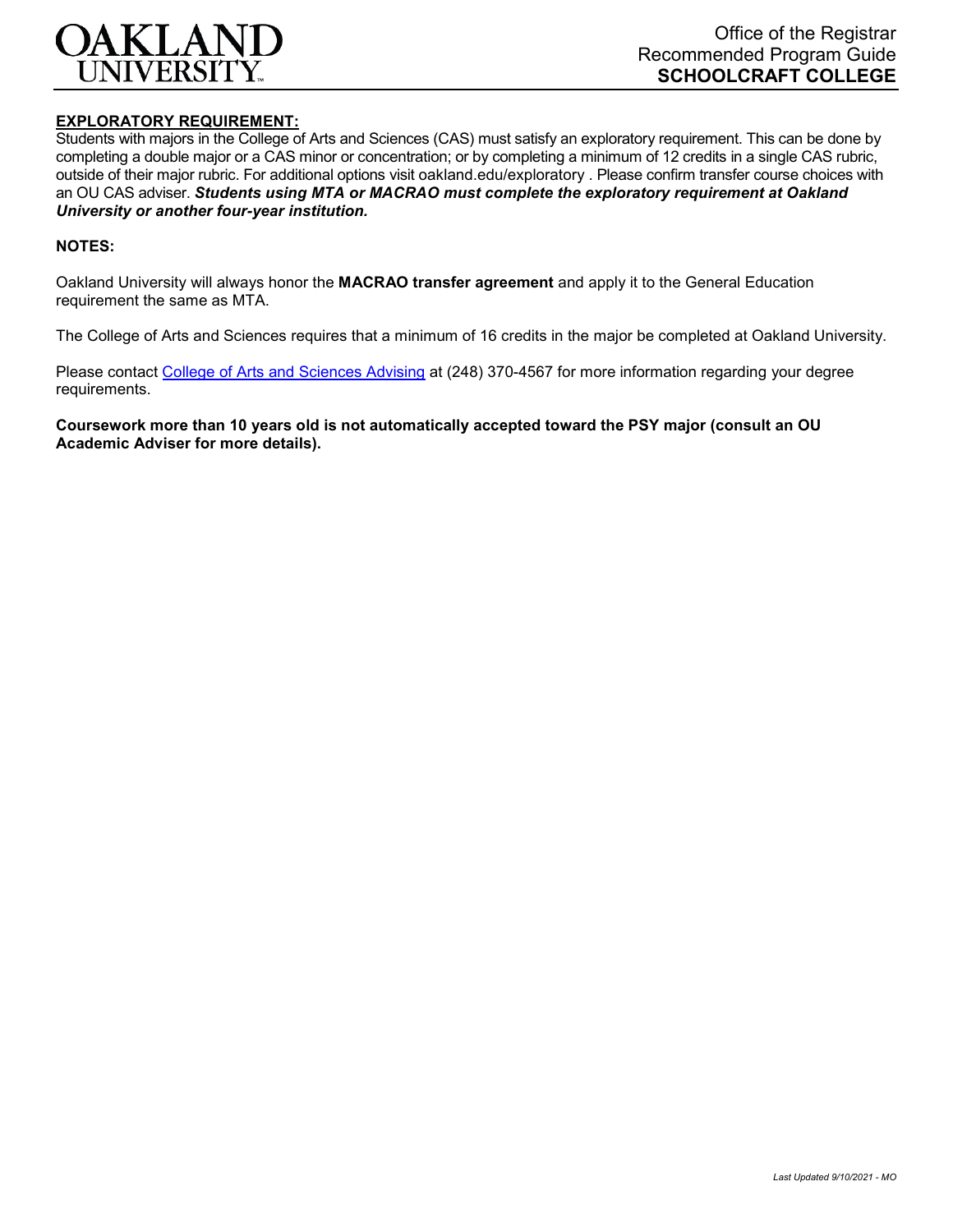**EXPLORATORY REQUIREMENT:**

Students with majors in the College of Arts and Sciences (CAS) must satisfy an exploratory requirement. This can be done by completing a double major or a CAS minor or concentration; or by completing a minimum of 12 credits in a single CAS rubric, outside of their major rubric. For additional options visit oakland.edu/exploratory . Please confirm transfer course choices with an OU CAS adviser. ***Students using MTA or MACRAO must complete the exploratory requirement at Oakland University or another four-year institution.***

**NOTES:**

Oakland University will always honor the **MACRAO transfer agreement** and apply it to the General Education requirement the same as MTA.

The College of Arts and Sciences requires that a minimum of 16 credits in the major be completed at Oakland University.

Please contact College of Arts and Sciences Advising at (248) 370-4567 for more information regarding your degree requirements.

**Coursework more than 10 years old is not automatically accepted toward the PSY major (consult an OU Academic Adviser for more details).**

*Last Updated 9/10/2021 - MO*